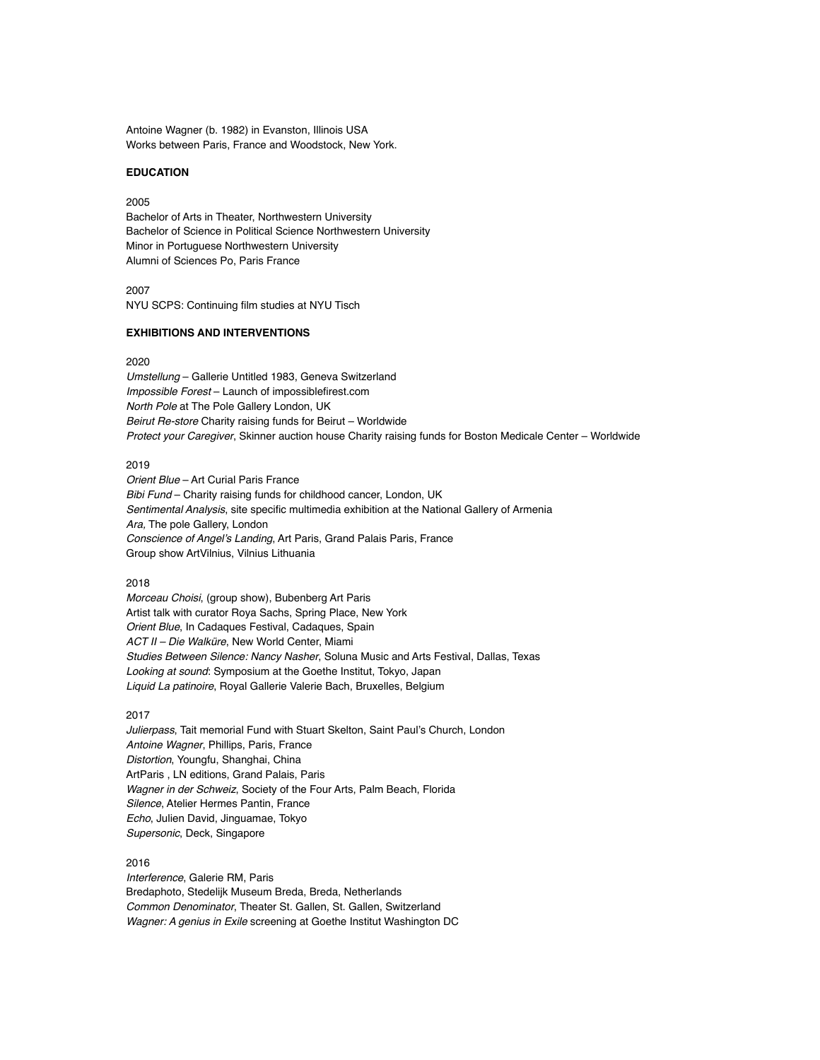Antoine Wagner (b. 1982) in Evanston, Illinois USA
Works between Paris, France and Woodstock, New York.

**EDUCATION**

2005
Bachelor of Arts in Theater, Northwestern University
Bachelor of Science in Political Science Northwestern University
Minor in Portuguese Northwestern University
Alumni of Sciences Po, Paris France

2007
NYU SCPS: Continuing film studies at NYU Tisch

**EXHIBITIONS AND INTERVENTIONS**

2020
*Umstellung* – Gallerie Untitled 1983, Geneva Switzerland
*Impossible Forest* – Launch of impossiblefirest.com
*North Pole* at The Pole Gallery London, UK
*Beirut Re-store* Charity raising funds for Beirut – Worldwide
*Protect your Caregiver*, Skinner auction house Charity raising funds for Boston Medicale Center – Worldwide

2019
*Orient Blue* – Art Curial Paris France
*Bibi Fund* – Charity raising funds for childhood cancer, London, UK
*Sentimental Analysis*, site specific multimedia exhibition at the National Gallery of Armenia
*Ara,* The pole Gallery, London
*Conscience of Angel's Landing*, Art Paris, Grand Palais Paris, France
Group show ArtVilnius, Vilnius Lithuania

2018
*Morceau Choisi*, (group show), Bubenberg Art Paris
Artist talk with curator Roya Sachs, Spring Place, New York
*Orient Blue*, In Cadaques Festival, Cadaques, Spain
*ACT II – Die Walküre*, New World Center, Miami
*Studies Between Silence: Nancy Nasher*, Soluna Music and Arts Festival, Dallas, Texas
*Looking at sound*: Symposium at the Goethe Institut, Tokyo, Japan
*Liquid La patinoire*, Royal Gallerie Valerie Bach, Bruxelles, Belgium

2017
*Julierpass*, Tait memorial Fund with Stuart Skelton, Saint Paul's Church, London
*Antoine Wagner*, Phillips, Paris, France
*Distortion*, Youngfu, Shanghai, China
ArtParis , LN editions, Grand Palais, Paris
*Wagner in der Schweiz*, Society of the Four Arts, Palm Beach, Florida
*Silence*, Atelier Hermes Pantin, France
*Echo*, Julien David, Jinguamae, Tokyo
*Supersonic*, Deck, Singapore

2016
*Interference*, Galerie RM, Paris
Bredaphoto, Stedelijk Museum Breda, Breda, Netherlands
*Common Denominator*, Theater St. Gallen, St. Gallen, Switzerland
*Wagner: A genius in Exile* screening at Goethe Institut Washington DC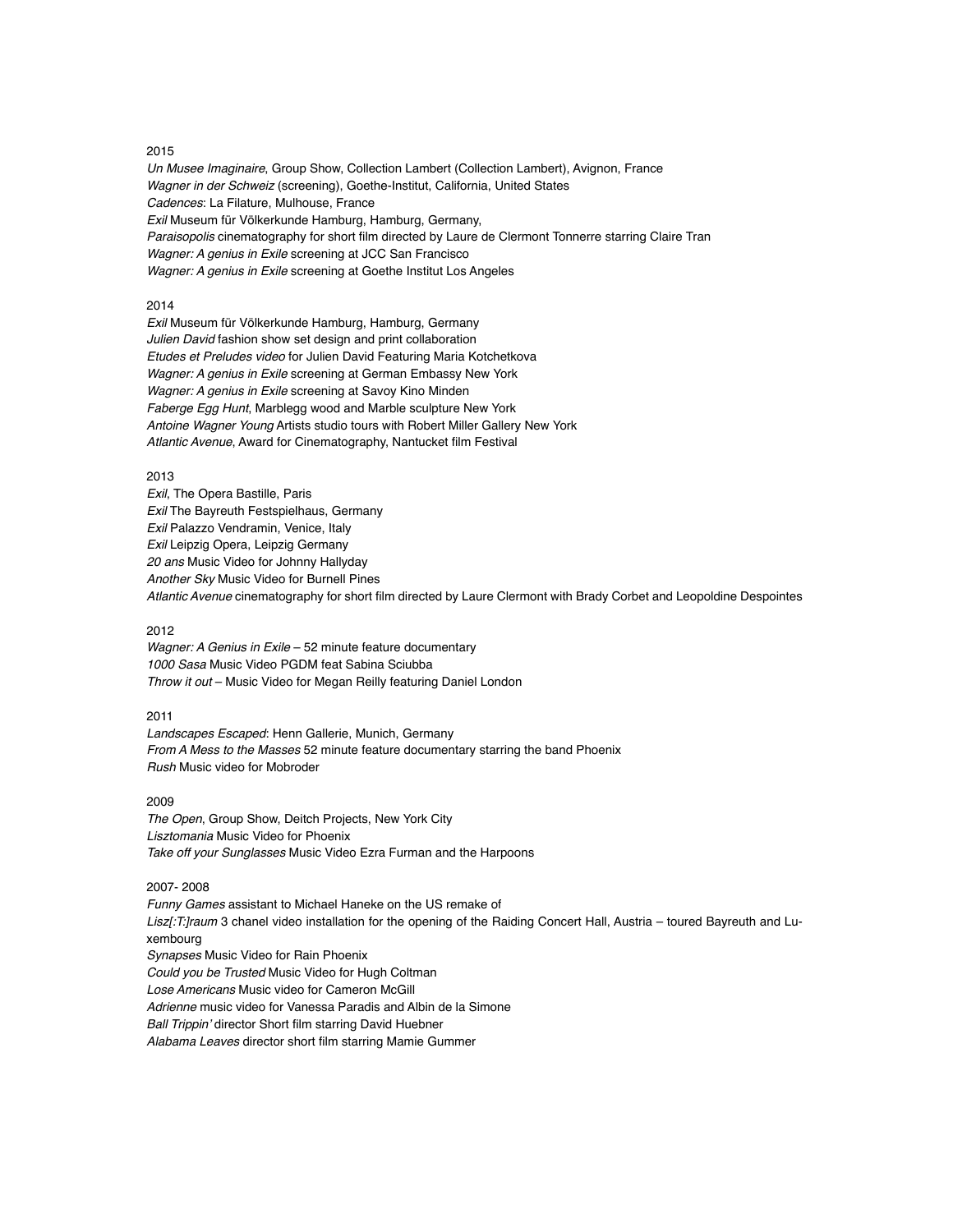2015

*Un Musee Imaginaire*, Group Show, Collection Lambert (Collection Lambert), Avignon, France
*Wagner in der Schweiz* (screening), Goethe-Institut, California, United States
*Cadences*: La Filature, Mulhouse, France
*Exil* Museum für Völkerkunde Hamburg, Hamburg, Germany,
*Paraisopolis* cinematography for short film directed by Laure de Clermont Tonnerre starring Claire Tran
*Wagner: A genius in Exile* screening at JCC San Francisco
*Wagner: A genius in Exile* screening at Goethe Institut Los Angeles

2014

*Exil* Museum für Völkerkunde Hamburg, Hamburg, Germany
*Julien David* fashion show set design and print collaboration
*Etudes et Preludes video* for Julien David Featuring Maria Kotchetkova
*Wagner: A genius in Exile* screening at German Embassy New York
*Wagner: A genius in Exile* screening at Savoy Kino Minden
*Faberge Egg Hunt*, Marblegg wood and Marble sculpture New York
*Antoine Wagner Young* Artists studio tours with Robert Miller Gallery New York
*Atlantic Avenue*, Award for Cinematography, Nantucket film Festival

2013

*Exil*, The Opera Bastille, Paris
*Exil* The Bayreuth Festspielhaus, Germany
*Exil* Palazzo Vendramin, Venice, Italy
*Exil* Leipzig Opera, Leipzig Germany
*20 ans* Music Video for Johnny Hallyday
*Another Sky* Music Video for Burnell Pines
*Atlantic Avenue* cinematography for short film directed by Laure Clermont with Brady Corbet and Leopoldine Despointes

2012

*Wagner: A Genius in Exile* – 52 minute feature documentary
*1000 Sasa* Music Video PGDM feat Sabina Sciubba
*Throw it out* – Music Video for Megan Reilly featuring Daniel London

2011

*Landscapes Escaped*: Henn Gallerie, Munich, Germany
*From A Mess to the Masses* 52 minute feature documentary starring the band Phoenix
*Rush* Music video for Mobroder

2009

*The Open*, Group Show, Deitch Projects, New York City
*Lisztomania* Music Video for Phoenix
*Take off your Sunglasses* Music Video Ezra Furman and the Harpoons

2007- 2008

*Funny Games* assistant to Michael Haneke on the US remake of
*Lisz[:T:]raum* 3 chanel video installation for the opening of the Raiding Concert Hall, Austria – toured Bayreuth and Luxembourg
*Synapses* Music Video for Rain Phoenix
*Could you be Trusted* Music Video for Hugh Coltman
*Lose Americans* Music video for Cameron McGill
*Adrienne* music video for Vanessa Paradis and Albin de la Simone
*Ball Trippin'* director Short film starring David Huebner
*Alabama Leaves* director short film starring Mamie Gummer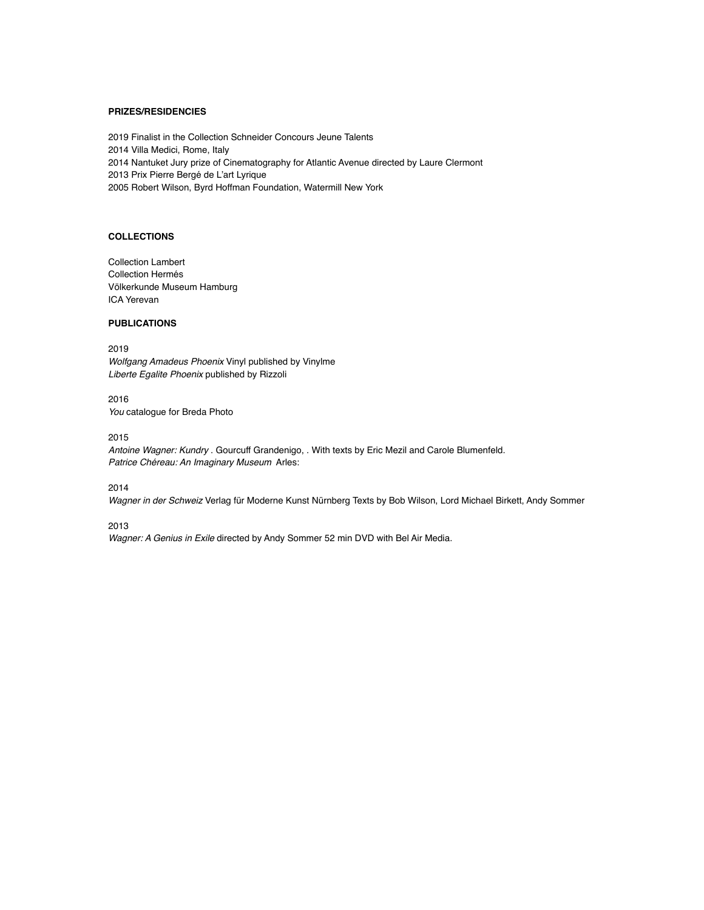**PRIZES/RESIDENCIES**

2019 Finalist in the Collection Schneider Concours Jeune Talents
2014 Villa Medici, Rome, Italy
2014 Nantuket Jury prize of Cinematography for Atlantic Avenue directed by Laure Clermont
2013 Prix Pierre Bergé de L'art Lyrique
2005 Robert Wilson, Byrd Hoffman Foundation, Watermill New York

**COLLECTIONS**

Collection Lambert
Collection Hermés
Völkerkunde Museum Hamburg
ICA Yerevan

**PUBLICATIONS**

2019
*Wolfgang Amadeus Phoenix* Vinyl published by Vinylme
*Liberte Egalite Phoenix* published by Rizzoli

2016
*You* catalogue for Breda Photo

2015
*Antoine Wagner: Kundry* . Gourcuff Grandenigo, . With texts by Eric Mezil and Carole Blumenfeld.
*Patrice Chéreau: An Imaginary Museum* Arles:

2014
*Wagner in der Schweiz* Verlag für Moderne Kunst Nürnberg Texts by Bob Wilson, Lord Michael Birkett, Andy Sommer

2013
*Wagner: A Genius in Exile* directed by Andy Sommer 52 min DVD with Bel Air Media.